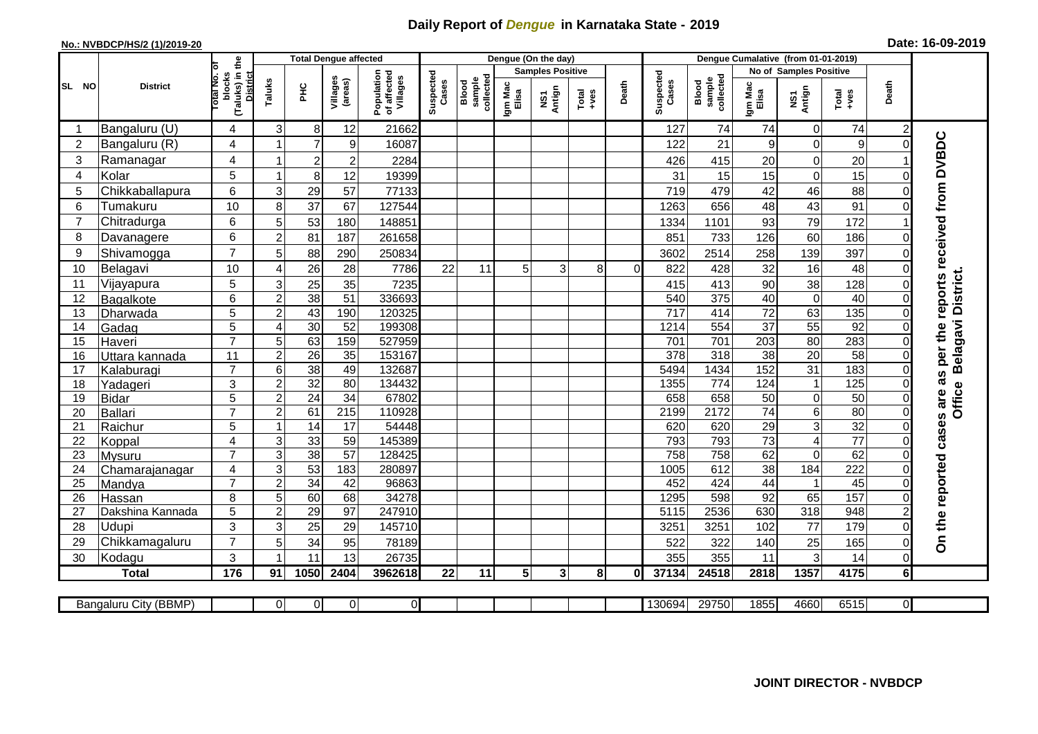# Daily Report of *Dengue* in Karnataka State - 2019

**No.: NVBDCP/HS/2 (1)/2019-20**

**Date: 16-09-2019**

| SL NO | District | Total No. of blocks (Taluks) in the District | Total Dengue affected | | | | Dengue (On the day) | | | | | | | Dengue Cumalative (from 01-01-2019) | | | | | | | |
|---|---|---|---|---|---|---|---|---|---|---|---|---|---|---|---|---|---|---|---|---|
| | | | Taluks | PHC | Villages (areas) | Population of affected Villages | Suspected Cases | Blood sample collected | Samples Positive | | | Death | Suspected Cases | Blood sample collected | No of Samples Positive | | | Death | |
| | | | | | | | | | Igm Mac Elisa | NS1 Antign | Total +ves | | | | Igm Mac Elisa | NS1 Antign | Total +ves | | |
| 1 | Bangaluru (U) | 4 | 3 | 8 | 12 | 21662 | | | | | | | 127 | 74 | 74 | 0 | 74 | 2 | On the reported cases are as per the reports received from DVBDC Office Belagavi District. |
| 2 | Bangaluru (R) | 4 | 1 | 7 | 9 | 16087 | | | | | | | 122 | 21 | 9 | 0 | 9 | 0 | |
| 3 | Ramanagar | 4 | 1 | 2 | 2 | 2284 | | | | | | | 426 | 415 | 20 | 0 | 20 | 1 | |
| 4 | Kolar | 5 | 1 | 8 | 12 | 19399 | | | | | | | 31 | 15 | 15 | 0 | 15 | 0 | |
| 5 | Chikkaballapura | 6 | 3 | 29 | 57 | 77133 | | | | | | | 719 | 479 | 42 | 46 | 88 | 0 | |
| 6 | Tumakuru | 10 | 8 | 37 | 67 | 127544 | | | | | | | 1263 | 656 | 48 | 43 | 91 | 0 | |
| 7 | Chitradurga | 6 | 5 | 53 | 180 | 148851 | | | | | | | 1334 | 1101 | 93 | 79 | 172 | 1 | |
| 8 | Davanagere | 6 | 2 | 81 | 187 | 261658 | | | | | | | 851 | 733 | 126 | 60 | 186 | 0 | |
| 9 | Shivamogga | 7 | 5 | 88 | 290 | 250834 | | | | | | | 3602 | 2514 | 258 | 139 | 397 | 0 | |
| 10 | Belagavi | 10 | 4 | 26 | 28 | 7786 | 22 | 11 | 5 | 3 | 8 | 0 | 822 | 428 | 32 | 16 | 48 | 0 | |
| 11 | Vijayapura | 5 | 3 | 25 | 35 | 7235 | | | | | | | 415 | 413 | 90 | 38 | 128 | 0 | |
| 12 | Bagalkote | 6 | 2 | 38 | 51 | 336693 | | | | | | | 540 | 375 | 40 | 0 | 40 | 0 | |
| 13 | Dharwada | 5 | 2 | 43 | 190 | 120325 | | | | | | | 717 | 414 | 72 | 63 | 135 | 0 | |
| 14 | Gadag | 5 | 4 | 30 | 52 | 199308 | | | | | | | 1214 | 554 | 37 | 55 | 92 | 0 | |
| 15 | Haveri | 7 | 5 | 63 | 159 | 527959 | | | | | | | 701 | 701 | 203 | 80 | 283 | 0 | |
| 16 | Uttara kannada | 11 | 2 | 26 | 35 | 153167 | | | | | | | 378 | 318 | 38 | 20 | 58 | 0 | |
| 17 | Kalaburagi | 7 | 6 | 38 | 49 | 132687 | | | | | | | 5494 | 1434 | 152 | 31 | 183 | 0 | |
| 18 | Yadageri | 3 | 2 | 32 | 80 | 134432 | | | | | | | 1355 | 774 | 124 | 1 | 125 | 0 | |
| 19 | Bidar | 5 | 2 | 24 | 34 | 67802 | | | | | | | 658 | 658 | 50 | 0 | 50 | 0 | |
| 20 | Ballari | 7 | 2 | 61 | 215 | 110928 | | | | | | | 2199 | 2172 | 74 | 6 | 80 | 0 | |
| 21 | Raichur | 5 | 1 | 14 | 17 | 54448 | | | | | | | 620 | 620 | 29 | 3 | 32 | 0 | |
| 22 | Koppal | 4 | 3 | 33 | 59 | 145389 | | | | | | | 793 | 793 | 73 | 4 | 77 | 0 | |
| 23 | Mysuru | 7 | 3 | 38 | 57 | 128425 | | | | | | | 758 | 758 | 62 | 0 | 62 | 0 | |
| 24 | Chamarajanagar | 4 | 3 | 53 | 183 | 280897 | | | | | | | 1005 | 612 | 38 | 184 | 222 | 0 | |
| 25 | Mandya | 7 | 2 | 34 | 42 | 96863 | | | | | | | 452 | 424 | 44 | 1 | 45 | 0 | |
| 26 | Hassan | 8 | 5 | 60 | 68 | 34278 | | | | | | | 1295 | 598 | 92 | 65 | 157 | 0 | |
| 27 | Dakshina Kannada | 5 | 2 | 29 | 97 | 247910 | | | | | | | 5115 | 2536 | 630 | 318 | 948 | 2 | |
| 28 | Udupi | 3 | 3 | 25 | 29 | 145710 | | | | | | | 3251 | 3251 | 102 | 77 | 179 | 0 | |
| 29 | Chikkamagaluru | 7 | 5 | 34 | 95 | 78189 | | | | | | | 522 | 322 | 140 | 25 | 165 | 0 | |
| 30 | Kodagu | 3 | 1 | 11 | 13 | 26735 | | | | | | | 355 | 355 | 11 | 3 | 14 | 0 | |
| | **Total** | **176** | **91** | **1050** | **2404** | **3962618** | **22** | **11** | **5** | **3** | **8** | **0** | **37134** | **24518** | **2818** | **1357** | **4175** | **6** | |

| Bangaluru City (BBMP) | | 0 | 0 | 0 | 0 | | | | | | | 130694 | 29750 | 1855 | 4660 | 6515 | 0 |
|---|---|---|---|---|---|---|---|---|---|---|---|---|---|---|---|---|---|

**JOINT DIRECTOR - NVBDCP**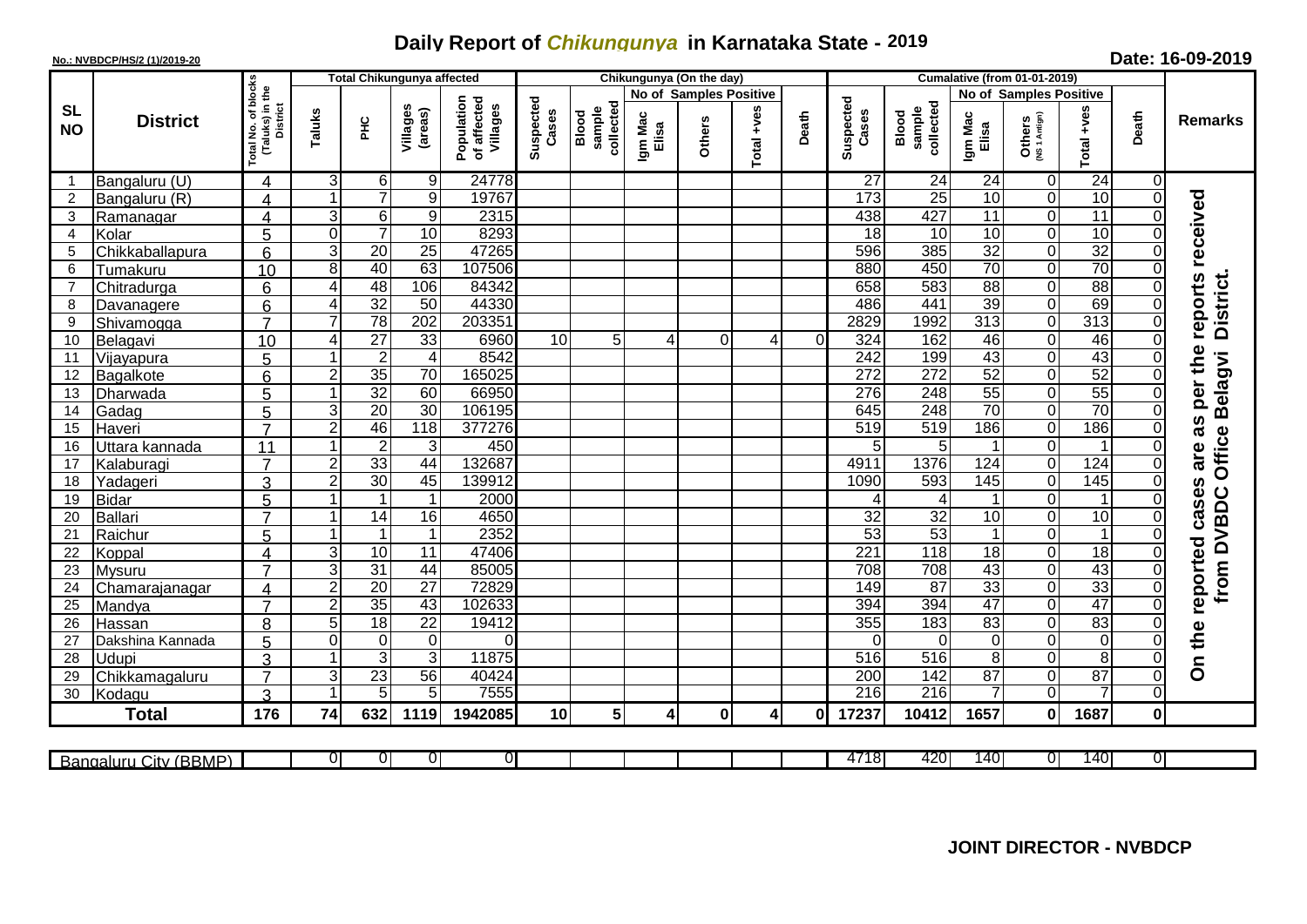# Daily Report of *Chikungunya* in Karnataka State - 2019

**No.: NVBDCP/HS/2 (1)/2019-20**

**Date: 16-09-2019**

| SL NO | District | Total No. of blocks (Taluks) in the District | Total Chikungunya affected | | | | Chikungunya (On the day) | | | | | | | Cumalative (from 01-01-2019) | | | | | | | Remarks |
|---|---|---|---|---|---|---|---|---|---|---|---|---|---|---|---|---|---|---|---|---|---|
| | | | Taluks | PHC | Villages (areas) | Population of affected Villages | Suspected Cases | Blood sample collected | No of Samples Positive | | | | Death | Suspected Cases | Blood sample collected | No of Samples Positive | | | | Death | |
| | | | | | | | | | Igm Mac Elisa | Others | Total +ves | | | | | Igm Mac Elisa | Others (NS 1 Antign) | Total +ves | | | |
| 1 | Bangaluru (U) | 4 | 3 | 6 | 9 | 24778 | | | | | | | | 27 | 24 | 24 | 0 | 24 | 0 | On the reported cases are as per the reports received from DVBDC Office Belagvi District. |
| 2 | Bangaluru (R) | 4 | 1 | 7 | 9 | 19767 | | | | | | | | 173 | 25 | 10 | 0 | 10 | 0 | |
| 3 | Ramanagar | 4 | 3 | 6 | 9 | 2315 | | | | | | | | 438 | 427 | 11 | 0 | 11 | 0 | |
| 4 | Kolar | 5 | 0 | 7 | 10 | 8293 | | | | | | | | 18 | 10 | 10 | 0 | 10 | 0 | |
| 5 | Chikkaballapura | 6 | 3 | 20 | 25 | 47265 | | | | | | | | 596 | 385 | 32 | 0 | 32 | 0 | |
| 6 | Tumakuru | 10 | 8 | 40 | 63 | 107506 | | | | | | | | 880 | 450 | 70 | 0 | 70 | 0 | |
| 7 | Chitradurga | 6 | 4 | 48 | 106 | 84342 | | | | | | | | 658 | 583 | 88 | 0 | 88 | 0 | |
| 8 | Davanagere | 6 | 4 | 32 | 50 | 44330 | | | | | | | | 486 | 441 | 39 | 0 | 69 | 0 | |
| 9 | Shivamogga | 7 | 7 | 78 | 202 | 203351 | | | | | | | | 2829 | 1992 | 313 | 0 | 313 | 0 | |
| 10 | Belagavi | 10 | 4 | 27 | 33 | 6960 | 10 | 5 | 4 | 0 | 4 | 0 | | 324 | 162 | 46 | 0 | 46 | 0 | |
| 11 | Vijayapura | 5 | 1 | 2 | 4 | 8542 | | | | | | | | 242 | 199 | 43 | 0 | 43 | 0 | |
| 12 | Bagalkote | 6 | 2 | 35 | 70 | 165025 | | | | | | | | 272 | 272 | 52 | 0 | 52 | 0 | |
| 13 | Dharwada | 5 | 1 | 32 | 60 | 66950 | | | | | | | | 276 | 248 | 55 | 0 | 55 | 0 | |
| 14 | Gadag | 5 | 3 | 20 | 30 | 106195 | | | | | | | | 645 | 248 | 70 | 0 | 70 | 0 | |
| 15 | Haveri | 7 | 2 | 46 | 118 | 377276 | | | | | | | | 519 | 519 | 186 | 0 | 186 | 0 | |
| 16 | Uttara kannada | 11 | 1 | 2 | 3 | 450 | | | | | | | | 5 | 5 | 1 | 0 | 1 | 0 | |
| 17 | Kalaburagi | 7 | 2 | 33 | 44 | 132687 | | | | | | | | 4911 | 1376 | 124 | 0 | 124 | 0 | |
| 18 | Yadageri | 3 | 2 | 30 | 45 | 139912 | | | | | | | | 1090 | 593 | 145 | 0 | 145 | 0 | |
| 19 | Bidar | 5 | 1 | 1 | 1 | 2000 | | | | | | | | 4 | 4 | 1 | 0 | 1 | 0 | |
| 20 | Ballari | 7 | 1 | 14 | 16 | 4650 | | | | | | | | 32 | 32 | 10 | 0 | 10 | 0 | |
| 21 | Raichur | 5 | 1 | 1 | 1 | 2352 | | | | | | | | 53 | 53 | 1 | 0 | 1 | 0 | |
| 22 | Koppal | 4 | 3 | 10 | 11 | 47406 | | | | | | | | 221 | 118 | 18 | 0 | 18 | 0 | |
| 23 | Mysuru | 7 | 3 | 31 | 44 | 85005 | | | | | | | | 708 | 708 | 43 | 0 | 43 | 0 | |
| 24 | Chamarajanagar | 4 | 2 | 20 | 27 | 72829 | | | | | | | | 149 | 87 | 33 | 0 | 33 | 0 | |
| 25 | Mandya | 7 | 2 | 35 | 43 | 102633 | | | | | | | | 394 | 394 | 47 | 0 | 47 | 0 | |
| 26 | Hassan | 8 | 5 | 18 | 22 | 19412 | | | | | | | | 355 | 183 | 83 | 0 | 83 | 0 | |
| 27 | Dakshina Kannada | 5 | 0 | 0 | 0 | 0 | | | | | | | | 0 | 0 | 0 | 0 | 0 | 0 | |
| 28 | Udupi | 3 | 1 | 3 | 3 | 11875 | | | | | | | | 516 | 516 | 8 | 0 | 8 | 0 | |
| 29 | Chikkamagaluru | 7 | 3 | 23 | 56 | 40424 | | | | | | | | 200 | 142 | 87 | 0 | 87 | 0 | |
| 30 | Kodagu | 3 | 1 | 5 | 5 | 7555 | | | | | | | | 216 | 216 | 7 | 0 | 7 | 0 | |
| **Total** | | **176** | **74** | **632** | **1119** | **1942085** | **10** | **5** | **4** | **0** | **4** | **0** | | **17237** | **10412** | **1657** | **0** | **1687** | **0** | |

| | | | | | | | | | | | | | | | | | | |
|---|---|---|---|---|---|---|---|---|---|---|---|---|---|---|---|---|---|---|
| Bangaluru City (BBMP) | | 0 | 0 | 0 | 0 | | | | | | | | 4718 | 420 | 140 | 0 | 140 | 0 |

**JOINT DIRECTOR - NVBDCP**